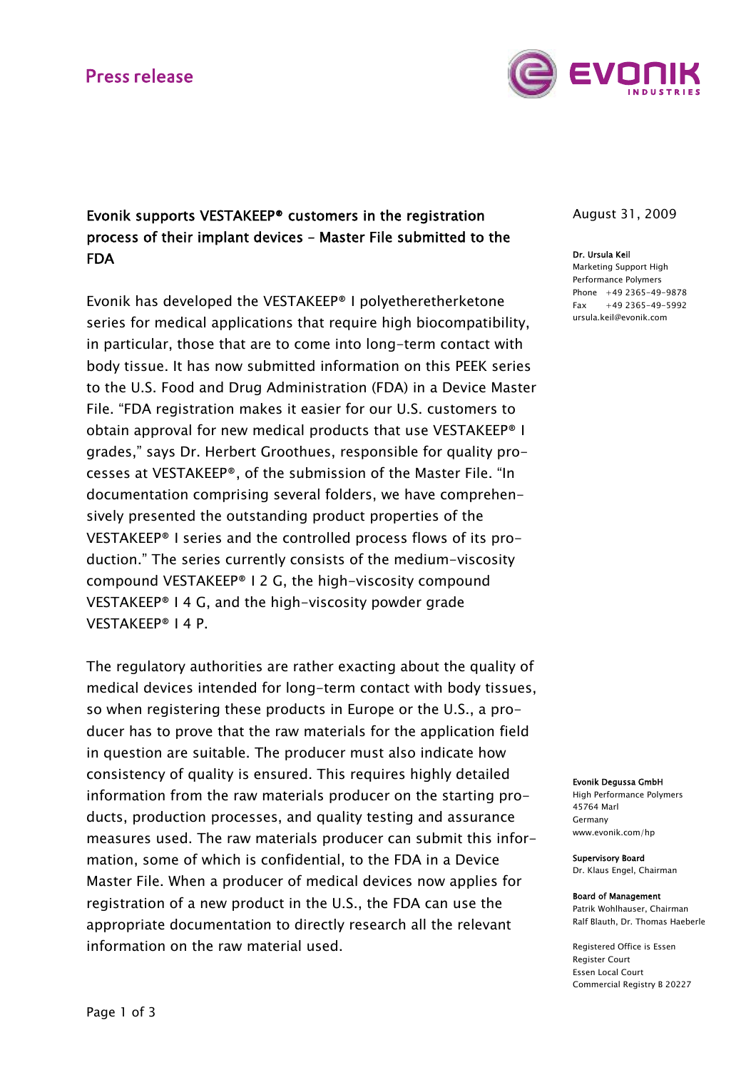Press release

# Evonik supports VESTAKEEP® customers in the registration process of their implant devices – Master File submitted to the FDA

August 31, 2009

**Dr. Ursula Keil**
Marketing Support High Performance Polymers
Phone +49 2365-49-9878
Fax +49 2365-49-5992
ursula.keil@evonik.com

Evonik has developed the VESTAKEEP® I polyetheretherketone series for medical applications that require high biocompatibility, in particular, those that are to come into long-term contact with body tissue. It has now submitted information on this PEEK series to the U.S. Food and Drug Administration (FDA) in a Device Master File. "FDA registration makes it easier for our U.S. customers to obtain approval for new medical products that use VESTAKEEP® I grades," says Dr. Herbert Groothues, responsible for quality processes at VESTAKEEP®, of the submission of the Master File. "In documentation comprising several folders, we have comprehensively presented the outstanding product properties of the VESTAKEEP® I series and the controlled process flows of its production." The series currently consists of the medium-viscosity compound VESTAKEEP® I 2 G, the high-viscosity compound VESTAKEEP® I 4 G, and the high-viscosity powder grade VESTAKEEP® I 4 P.

The regulatory authorities are rather exacting about the quality of medical devices intended for long-term contact with body tissues, so when registering these products in Europe or the U.S., a producer has to prove that the raw materials for the application field in question are suitable. The producer must also indicate how consistency of quality is ensured. This requires highly detailed information from the raw materials producer on the starting products, production processes, and quality testing and assurance measures used. The raw materials producer can submit this information, some of which is confidential, to the FDA in a Device Master File. When a producer of medical devices now applies for registration of a new product in the U.S., the FDA can use the appropriate documentation to directly research all the relevant information on the raw material used.

**Evonik Degussa GmbH**
High Performance Polymers
45764 Marl
Germany
www.evonik.com/hp

**Supervisory Board**
Dr. Klaus Engel, Chairman

**Board of Management**
Patrik Wohlhauser, Chairman
Ralf Blauth, Dr. Thomas Haeberle

Registered Office is Essen
Register Court
Essen Local Court
Commercial Registry B 20227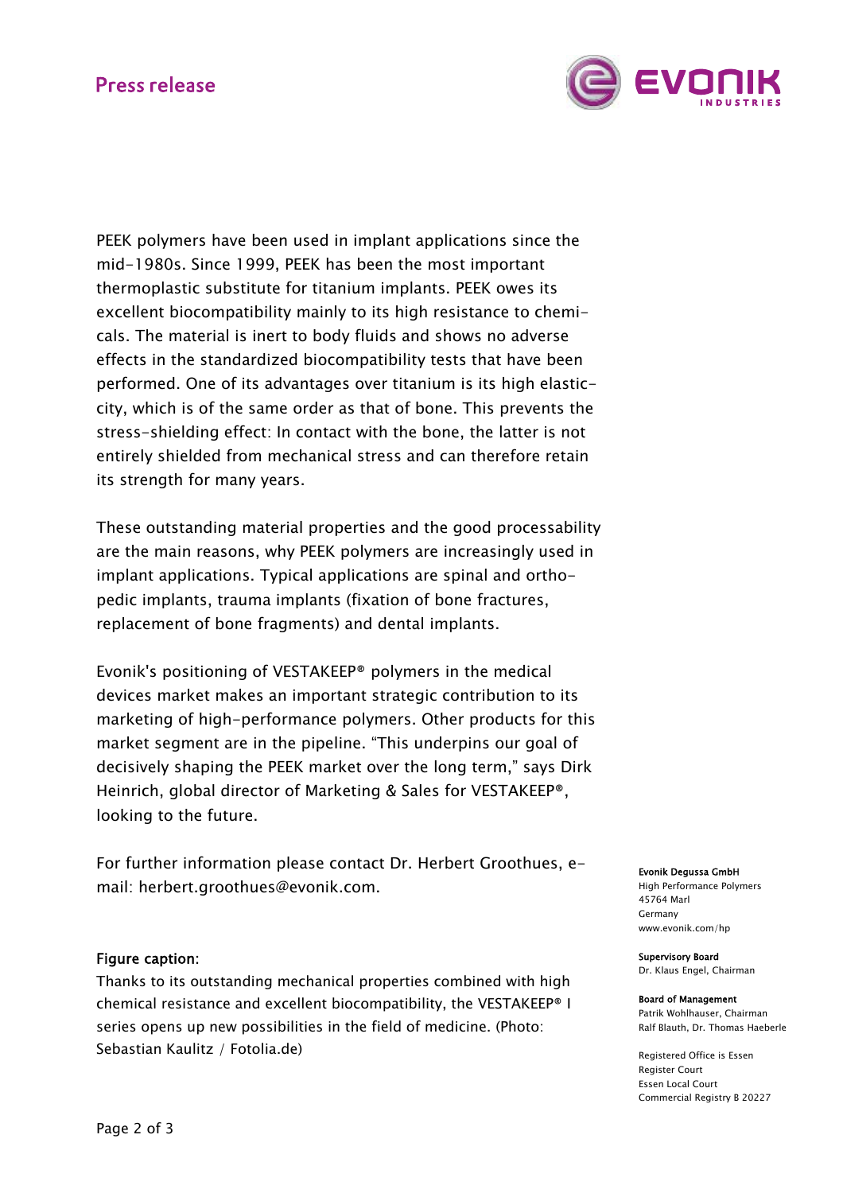PEEK polymers have been used in implant applications since the mid-1980s. Since 1999, PEEK has been the most important thermoplastic substitute for titanium implants. PEEK owes its excellent biocompatibility mainly to its high resistance to chemicals. The material is inert to body fluids and shows no adverse effects in the standardized biocompatibility tests that have been performed. One of its advantages over titanium is its high elasticity, which is of the same order as that of bone. This prevents the stress-shielding effect: In contact with the bone, the latter is not entirely shielded from mechanical stress and can therefore retain its strength for many years.

These outstanding material properties and the good processability are the main reasons, why PEEK polymers are increasingly used in implant applications. Typical applications are spinal and orthopedic implants, trauma implants (fixation of bone fractures, replacement of bone fragments) and dental implants.

Evonik's positioning of VESTAKEEP® polymers in the medical devices market makes an important strategic contribution to its marketing of high-performance polymers. Other products for this market segment are in the pipeline. "This underpins our goal of decisively shaping the PEEK market over the long term," says Dirk Heinrich, global director of Marketing & Sales for VESTAKEEP®, looking to the future.

For further information please contact Dr. Herbert Groothues, e-mail: herbert.groothues@evonik.com.

**Figure caption:**

Thanks to its outstanding mechanical properties combined with high chemical resistance and excellent biocompatibility, the VESTAKEEP® I series opens up new possibilities in the field of medicine. (Photo: Sebastian Kaulitz / Fotolia.de)

**Evonik Degussa GmbH**
High Performance Polymers
45764 Marl
Germany
www.evonik.com/hp

**Supervisory Board**
Dr. Klaus Engel, Chairman

**Board of Management**
Patrik Wohlhauser, Chairman
Ralf Blauth, Dr. Thomas Haeberle

Registered Office is Essen
Register Court
Essen Local Court
Commercial Registry B 20227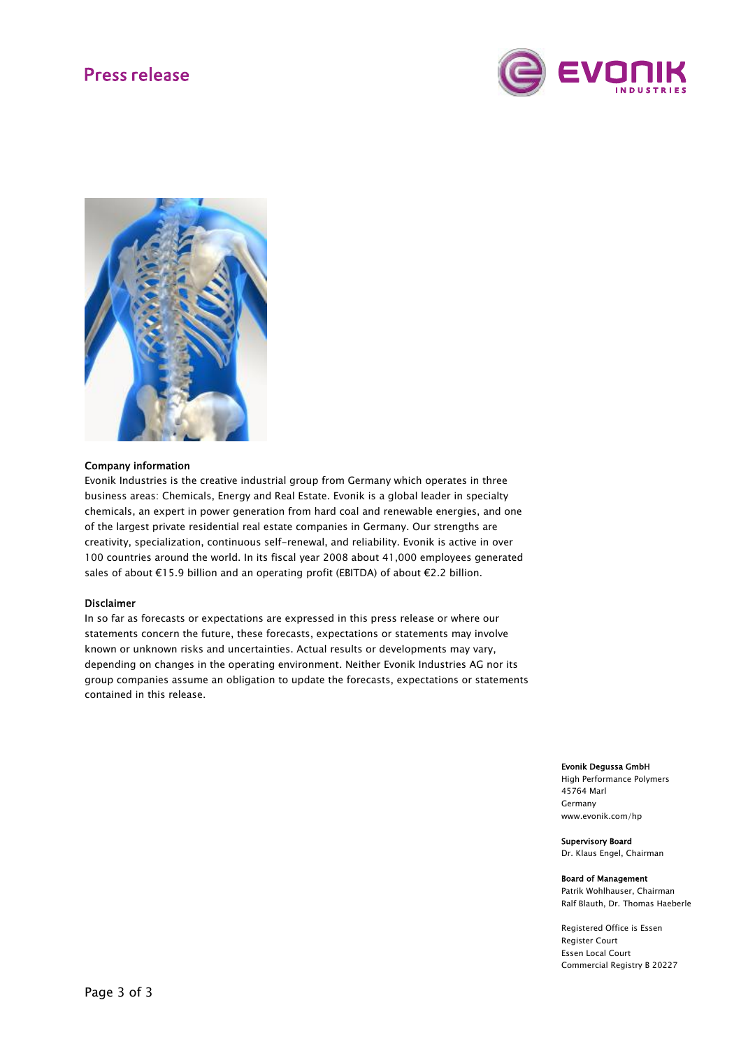## Company information

Evonik Industries is the creative industrial group from Germany which operates in three business areas: Chemicals, Energy and Real Estate. Evonik is a global leader in specialty chemicals, an expert in power generation from hard coal and renewable energies, and one of the largest private residential real estate companies in Germany. Our strengths are creativity, specialization, continuous self-renewal, and reliability. Evonik is active in over 100 countries around the world. In its fiscal year 2008 about 41,000 employees generated sales of about €15.9 billion and an operating profit (EBITDA) of about €2.2 billion.

## Disclaimer

In so far as forecasts or expectations are expressed in this press release or where our statements concern the future, these forecasts, expectations or statements may involve known or unknown risks and uncertainties. Actual results or developments may vary, depending on changes in the operating environment. Neither Evonik Industries AG nor its group companies assume an obligation to update the forecasts, expectations or statements contained in this release.

**Evonik Degussa GmbH**
High Performance Polymers
45764 Marl
Germany
www.evonik.com/hp

**Supervisory Board**
Dr. Klaus Engel, Chairman

**Board of Management**
Patrik Wohlhauser, Chairman
Ralf Blauth, Dr. Thomas Haeberle

Registered Office is Essen
Register Court
Essen Local Court
Commercial Registry B 20227